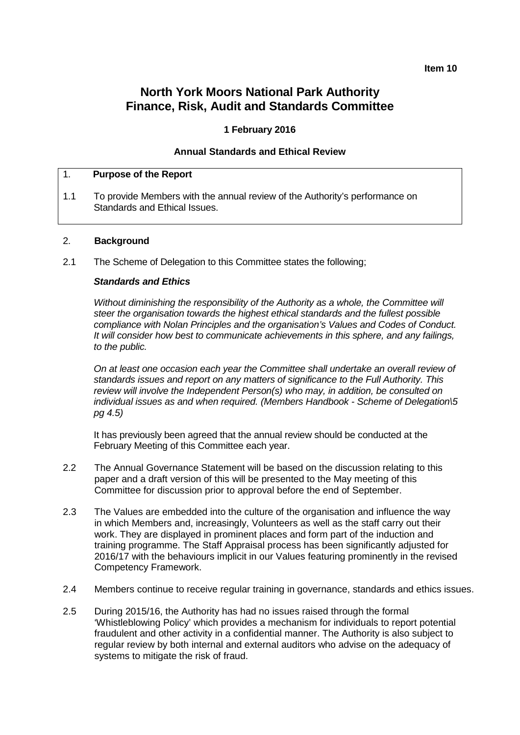**Item 10**

# North York Moors National Park Authority
# Finance, Risk, Audit and Standards Committee

**1 February 2016**

**Annual Standards and Ethical Review**

## 1. Purpose of the Report

1.1 To provide Members with the annual review of the Authority's performance on Standards and Ethical Issues.

## 2. Background

2.1 The Scheme of Delegation to this Committee states the following;

***Standards and Ethics***

*Without diminishing the responsibility of the Authority as a whole, the Committee will steer the organisation towards the highest ethical standards and the fullest possible compliance with Nolan Principles and the organisation's Values and Codes of Conduct. It will consider how best to communicate achievements in this sphere, and any failings, to the public.*

*On at least one occasion each year the Committee shall undertake an overall review of standards issues and report on any matters of significance to the Full Authority. This review will involve the Independent Person(s) who may, in addition, be consulted on individual issues as and when required. (Members Handbook - Scheme of Delegation\5 pg 4.5)*

It has previously been agreed that the annual review should be conducted at the February Meeting of this Committee each year.

2.2 The Annual Governance Statement will be based on the discussion relating to this paper and a draft version of this will be presented to the May meeting of this Committee for discussion prior to approval before the end of September.

2.3 The Values are embedded into the culture of the organisation and influence the way in which Members and, increasingly, Volunteers as well as the staff carry out their work. They are displayed in prominent places and form part of the induction and training programme. The Staff Appraisal process has been significantly adjusted for 2016/17 with the behaviours implicit in our Values featuring prominently in the revised Competency Framework.

2.4 Members continue to receive regular training in governance, standards and ethics issues.

2.5 During 2015/16, the Authority has had no issues raised through the formal 'Whistleblowing Policy' which provides a mechanism for individuals to report potential fraudulent and other activity in a confidential manner. The Authority is also subject to regular review by both internal and external auditors who advise on the adequacy of systems to mitigate the risk of fraud.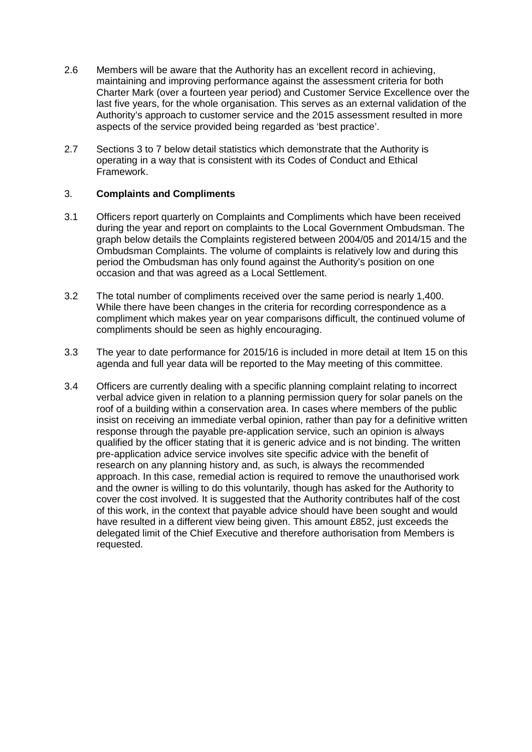2.6 Members will be aware that the Authority has an excellent record in achieving, maintaining and improving performance against the assessment criteria for both Charter Mark (over a fourteen year period) and Customer Service Excellence over the last five years, for the whole organisation. This serves as an external validation of the Authority's approach to customer service and the 2015 assessment resulted in more aspects of the service provided being regarded as 'best practice'.

2.7 Sections 3 to 7 below detail statistics which demonstrate that the Authority is operating in a way that is consistent with its Codes of Conduct and Ethical Framework.

## 3. **Complaints and Compliments**

3.1 Officers report quarterly on Complaints and Compliments which have been received during the year and report on complaints to the Local Government Ombudsman. The graph below details the Complaints registered between 2004/05 and 2014/15 and the Ombudsman Complaints. The volume of complaints is relatively low and during this period the Ombudsman has only found against the Authority's position on one occasion and that was agreed as a Local Settlement.

3.2 The total number of compliments received over the same period is nearly 1,400. While there have been changes in the criteria for recording correspondence as a compliment which makes year on year comparisons difficult, the continued volume of compliments should be seen as highly encouraging.

3.3 The year to date performance for 2015/16 is included in more detail at Item 15 on this agenda and full year data will be reported to the May meeting of this committee.

3.4 Officers are currently dealing with a specific planning complaint relating to incorrect verbal advice given in relation to a planning permission query for solar panels on the roof of a building within a conservation area. In cases where members of the public insist on receiving an immediate verbal opinion, rather than pay for a definitive written response through the payable pre-application service, such an opinion is always qualified by the officer stating that it is generic advice and is not binding. The written pre-application advice service involves site specific advice with the benefit of research on any planning history and, as such, is always the recommended approach. In this case, remedial action is required to remove the unauthorised work and the owner is willing to do this voluntarily, though has asked for the Authority to cover the cost involved. It is suggested that the Authority contributes half of the cost of this work, in the context that payable advice should have been sought and would have resulted in a different view being given. This amount £852, just exceeds the delegated limit of the Chief Executive and therefore authorisation from Members is requested.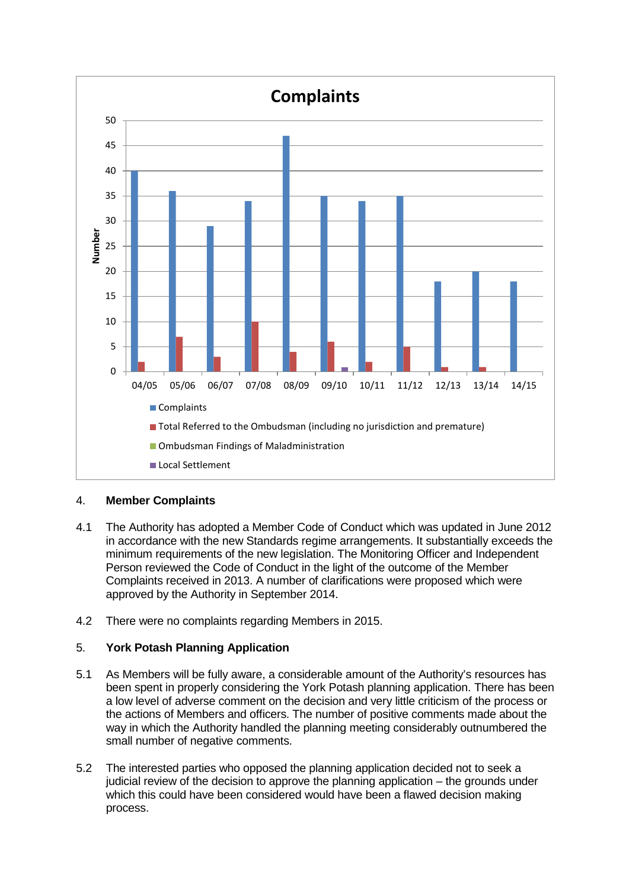**Complaints**

| Year | Complaints | Total Referred to the Ombudsman (including no jurisdiction and premature) | Ombudsman Findings of Maladministration | Local Settlement |
|---|---|---|---|---|
| 04/05 | 40 | 2 | | |
| 05/06 | 36 | 7 | | |
| 06/07 | 29 | 3 | | |
| 07/08 | 34 | 10 | | |
| 08/09 | 47 | 4 | | |
| 09/10 | 35 | 6 | | 1 |
| 10/11 | 34 | 2 | | |
| 11/12 | 35 | 5 | | |
| 12/13 | 18 | 1 | | |
| 13/14 | 20 | 1 | | |
| 14/15 | 18 | | | |

## 4. Member Complaints

4.1 The Authority has adopted a Member Code of Conduct which was updated in June 2012 in accordance with the new Standards regime arrangements. It substantially exceeds the minimum requirements of the new legislation. The Monitoring Officer and Independent Person reviewed the Code of Conduct in the light of the outcome of the Member Complaints received in 2013. A number of clarifications were proposed which were approved by the Authority in September 2014.

4.2 There were no complaints regarding Members in 2015.

## 5. York Potash Planning Application

5.1 As Members will be fully aware, a considerable amount of the Authority's resources has been spent in properly considering the York Potash planning application. There has been a low level of adverse comment on the decision and very little criticism of the process or the actions of Members and officers. The number of positive comments made about the way in which the Authority handled the planning meeting considerably outnumbered the small number of negative comments.

5.2 The interested parties who opposed the planning application decided not to seek a judicial review of the decision to approve the planning application – the grounds under which this could have been considered would have been a flawed decision making process.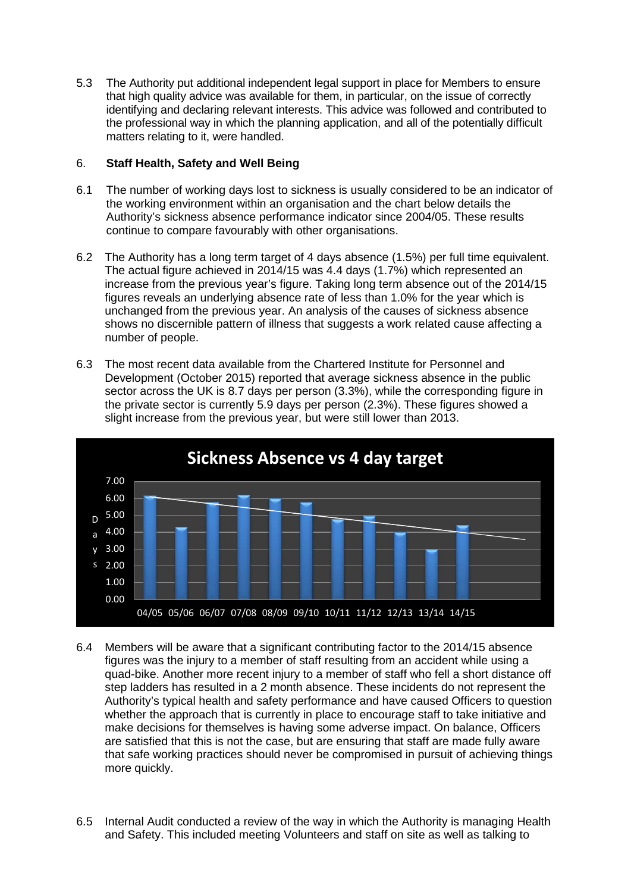5.3 The Authority put additional independent legal support in place for Members to ensure that high quality advice was available for them, in particular, on the issue of correctly identifying and declaring relevant interests. This advice was followed and contributed to the professional way in which the planning application, and all of the potentially difficult matters relating to it, were handled.

## 6. **Staff Health, Safety and Well Being**

6.1 The number of working days lost to sickness is usually considered to be an indicator of the working environment within an organisation and the chart below details the Authority's sickness absence performance indicator since 2004/05. These results continue to compare favourably with other organisations.

6.2 The Authority has a long term target of 4 days absence (1.5%) per full time equivalent. The actual figure achieved in 2014/15 was 4.4 days (1.7%) which represented an increase from the previous year's figure. Taking long term absence out of the 2014/15 figures reveals an underlying absence rate of less than 1.0% for the year which is unchanged from the previous year. An analysis of the causes of sickness absence shows no discernible pattern of illness that suggests a work related cause affecting a number of people.

6.3 The most recent data available from the Chartered Institute for Personnel and Development (October 2015) reported that average sickness absence in the public sector across the UK is 8.7 days per person (3.3%), while the corresponding figure in the private sector is currently 5.9 days per person (2.3%). These figures showed a slight increase from the previous year, but were still lower than 2013.

**Sickness Absence vs 4 day target**

6.4 Members will be aware that a significant contributing factor to the 2014/15 absence figures was the injury to a member of staff resulting from an accident while using a quad-bike. Another more recent injury to a member of staff who fell a short distance off step ladders has resulted in a 2 month absence. These incidents do not represent the Authority's typical health and safety performance and have caused Officers to question whether the approach that is currently in place to encourage staff to take initiative and make decisions for themselves is having some adverse impact. On balance, Officers are satisfied that this is not the case, but are ensuring that staff are made fully aware that safe working practices should never be compromised in pursuit of achieving things more quickly.

6.5 Internal Audit conducted a review of the way in which the Authority is managing Health and Safety. This included meeting Volunteers and staff on site as well as talking to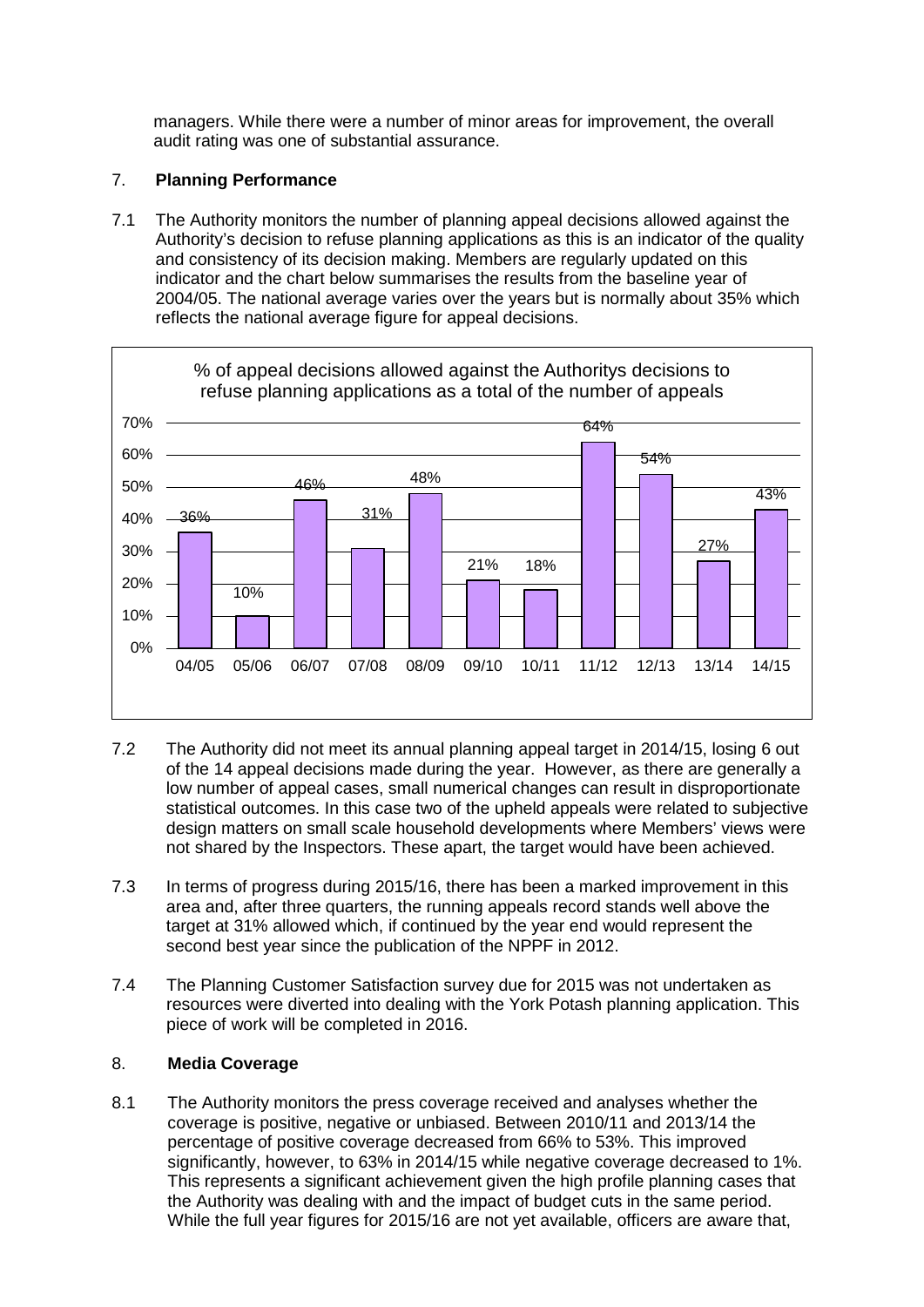managers. While there were a number of minor areas for improvement, the overall audit rating was one of substantial assurance.

## 7. Planning Performance

7.1 The Authority monitors the number of planning appeal decisions allowed against the Authority's decision to refuse planning applications as this is an indicator of the quality and consistency of its decision making. Members are regularly updated on this indicator and the chart below summarises the results from the baseline year of 2004/05. The national average varies over the years but is normally about 35% which reflects the national average figure for appeal decisions.

**% of appeal decisions allowed against the Authoritys decisions to refuse planning applications as a total of the number of appeals**

| 04/05 | 05/06 | 06/07 | 07/08 | 08/09 | 09/10 | 10/11 | 11/12 | 12/13 | 13/14 | 14/15 |
|---|---|---|---|---|---|---|---|---|---|---|
| 36% | 10% | 46% | 31% | 48% | 21% | 18% | 64% | 54% | 27% | 43% |

7.2 The Authority did not meet its annual planning appeal target in 2014/15, losing 6 out of the 14 appeal decisions made during the year. However, as there are generally a low number of appeal cases, small numerical changes can result in disproportionate statistical outcomes. In this case two of the upheld appeals were related to subjective design matters on small scale household developments where Members' views were not shared by the Inspectors. These apart, the target would have been achieved.

7.3 In terms of progress during 2015/16, there has been a marked improvement in this area and, after three quarters, the running appeals record stands well above the target at 31% allowed which, if continued by the year end would represent the second best year since the publication of the NPPF in 2012.

7.4 The Planning Customer Satisfaction survey due for 2015 was not undertaken as resources were diverted into dealing with the York Potash planning application. This piece of work will be completed in 2016.

## 8. Media Coverage

8.1 The Authority monitors the press coverage received and analyses whether the coverage is positive, negative or unbiased. Between 2010/11 and 2013/14 the percentage of positive coverage decreased from 66% to 53%. This improved significantly, however, to 63% in 2014/15 while negative coverage decreased to 1%. This represents a significant achievement given the high profile planning cases that the Authority was dealing with and the impact of budget cuts in the same period. While the full year figures for 2015/16 are not yet available, officers are aware that,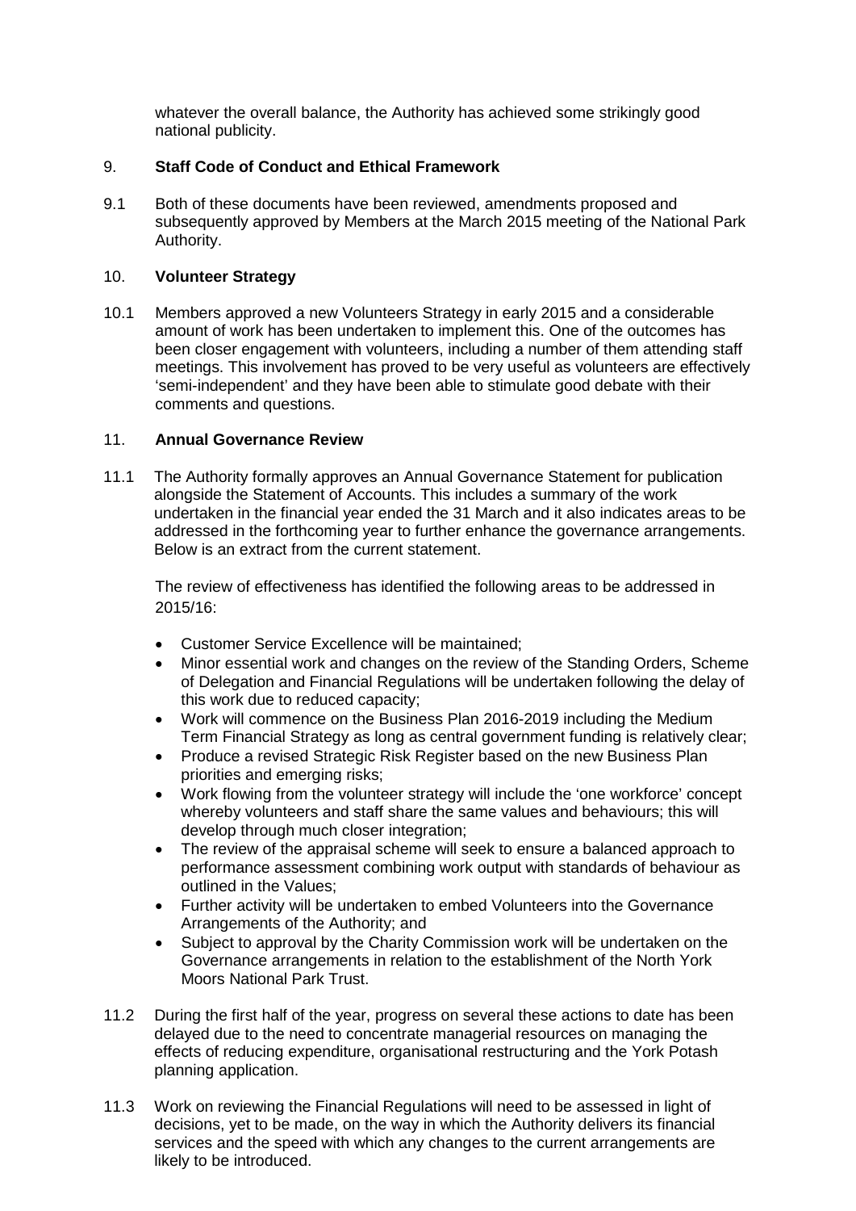whatever the overall balance, the Authority has achieved some strikingly good national publicity.

## 9. Staff Code of Conduct and Ethical Framework

9.1 Both of these documents have been reviewed, amendments proposed and subsequently approved by Members at the March 2015 meeting of the National Park Authority.

## 10. Volunteer Strategy

10.1 Members approved a new Volunteers Strategy in early 2015 and a considerable amount of work has been undertaken to implement this. One of the outcomes has been closer engagement with volunteers, including a number of them attending staff meetings. This involvement has proved to be very useful as volunteers are effectively 'semi-independent' and they have been able to stimulate good debate with their comments and questions.

## 11. Annual Governance Review

11.1 The Authority formally approves an Annual Governance Statement for publication alongside the Statement of Accounts. This includes a summary of the work undertaken in the financial year ended the 31 March and it also indicates areas to be addressed in the forthcoming year to further enhance the governance arrangements. Below is an extract from the current statement.

The review of effectiveness has identified the following areas to be addressed in 2015/16:

- Customer Service Excellence will be maintained;
- Minor essential work and changes on the review of the Standing Orders, Scheme of Delegation and Financial Regulations will be undertaken following the delay of this work due to reduced capacity;
- Work will commence on the Business Plan 2016-2019 including the Medium Term Financial Strategy as long as central government funding is relatively clear;
- Produce a revised Strategic Risk Register based on the new Business Plan priorities and emerging risks;
- Work flowing from the volunteer strategy will include the 'one workforce' concept whereby volunteers and staff share the same values and behaviours; this will develop through much closer integration;
- The review of the appraisal scheme will seek to ensure a balanced approach to performance assessment combining work output with standards of behaviour as outlined in the Values;
- Further activity will be undertaken to embed Volunteers into the Governance Arrangements of the Authority; and
- Subject to approval by the Charity Commission work will be undertaken on the Governance arrangements in relation to the establishment of the North York Moors National Park Trust.

11.2 During the first half of the year, progress on several these actions to date has been delayed due to the need to concentrate managerial resources on managing the effects of reducing expenditure, organisational restructuring and the York Potash planning application.

11.3 Work on reviewing the Financial Regulations will need to be assessed in light of decisions, yet to be made, on the way in which the Authority delivers its financial services and the speed with which any changes to the current arrangements are likely to be introduced.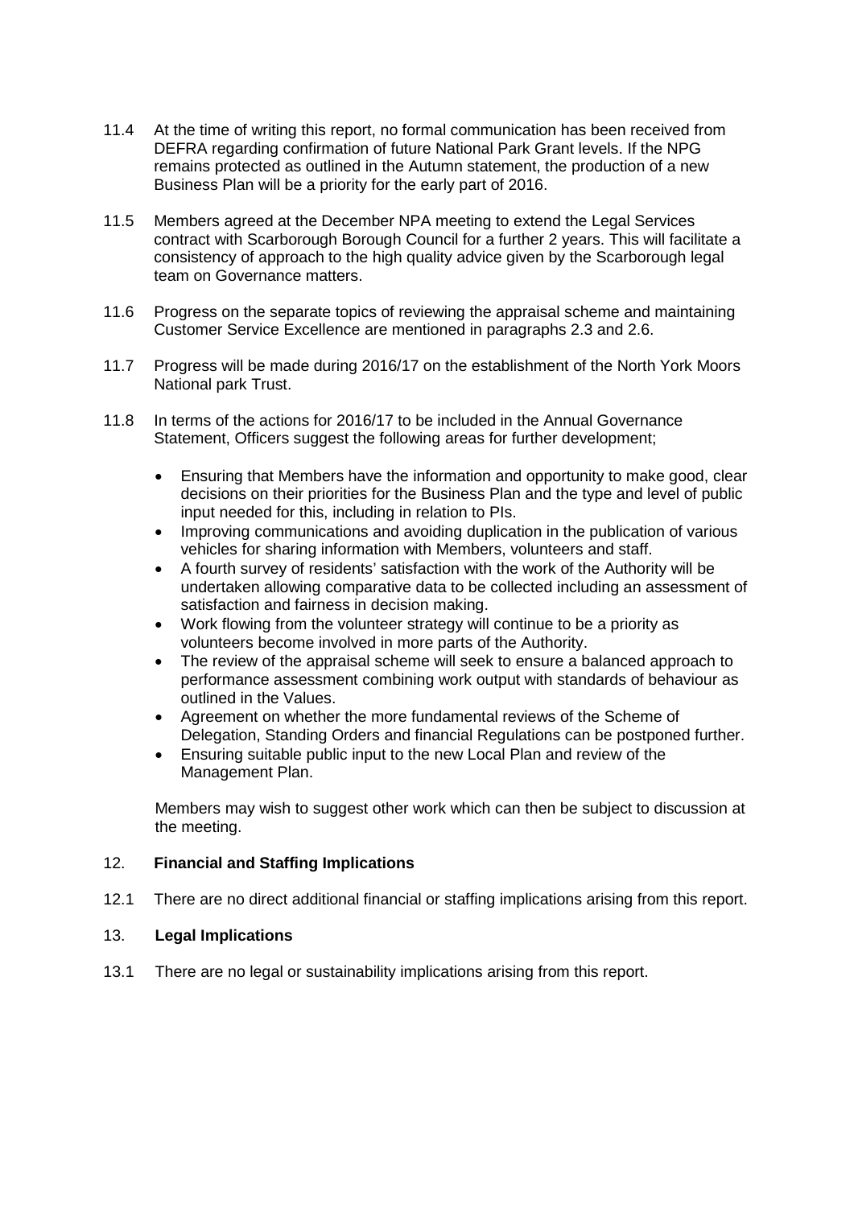11.4 At the time of writing this report, no formal communication has been received from DEFRA regarding confirmation of future National Park Grant levels. If the NPG remains protected as outlined in the Autumn statement, the production of a new Business Plan will be a priority for the early part of 2016.

11.5 Members agreed at the December NPA meeting to extend the Legal Services contract with Scarborough Borough Council for a further 2 years. This will facilitate a consistency of approach to the high quality advice given by the Scarborough legal team on Governance matters.

11.6 Progress on the separate topics of reviewing the appraisal scheme and maintaining Customer Service Excellence are mentioned in paragraphs 2.3 and 2.6.

11.7 Progress will be made during 2016/17 on the establishment of the North York Moors National park Trust.

11.8 In terms of the actions for 2016/17 to be included in the Annual Governance Statement, Officers suggest the following areas for further development;

- Ensuring that Members have the information and opportunity to make good, clear decisions on their priorities for the Business Plan and the type and level of public input needed for this, including in relation to PIs.
- Improving communications and avoiding duplication in the publication of various vehicles for sharing information with Members, volunteers and staff.
- A fourth survey of residents' satisfaction with the work of the Authority will be undertaken allowing comparative data to be collected including an assessment of satisfaction and fairness in decision making.
- Work flowing from the volunteer strategy will continue to be a priority as volunteers become involved in more parts of the Authority.
- The review of the appraisal scheme will seek to ensure a balanced approach to performance assessment combining work output with standards of behaviour as outlined in the Values.
- Agreement on whether the more fundamental reviews of the Scheme of Delegation, Standing Orders and financial Regulations can be postponed further.
- Ensuring suitable public input to the new Local Plan and review of the Management Plan.

Members may wish to suggest other work which can then be subject to discussion at the meeting.

## 12. **Financial and Staffing Implications**

12.1 There are no direct additional financial or staffing implications arising from this report.

## 13. **Legal Implications**

13.1 There are no legal or sustainability implications arising from this report.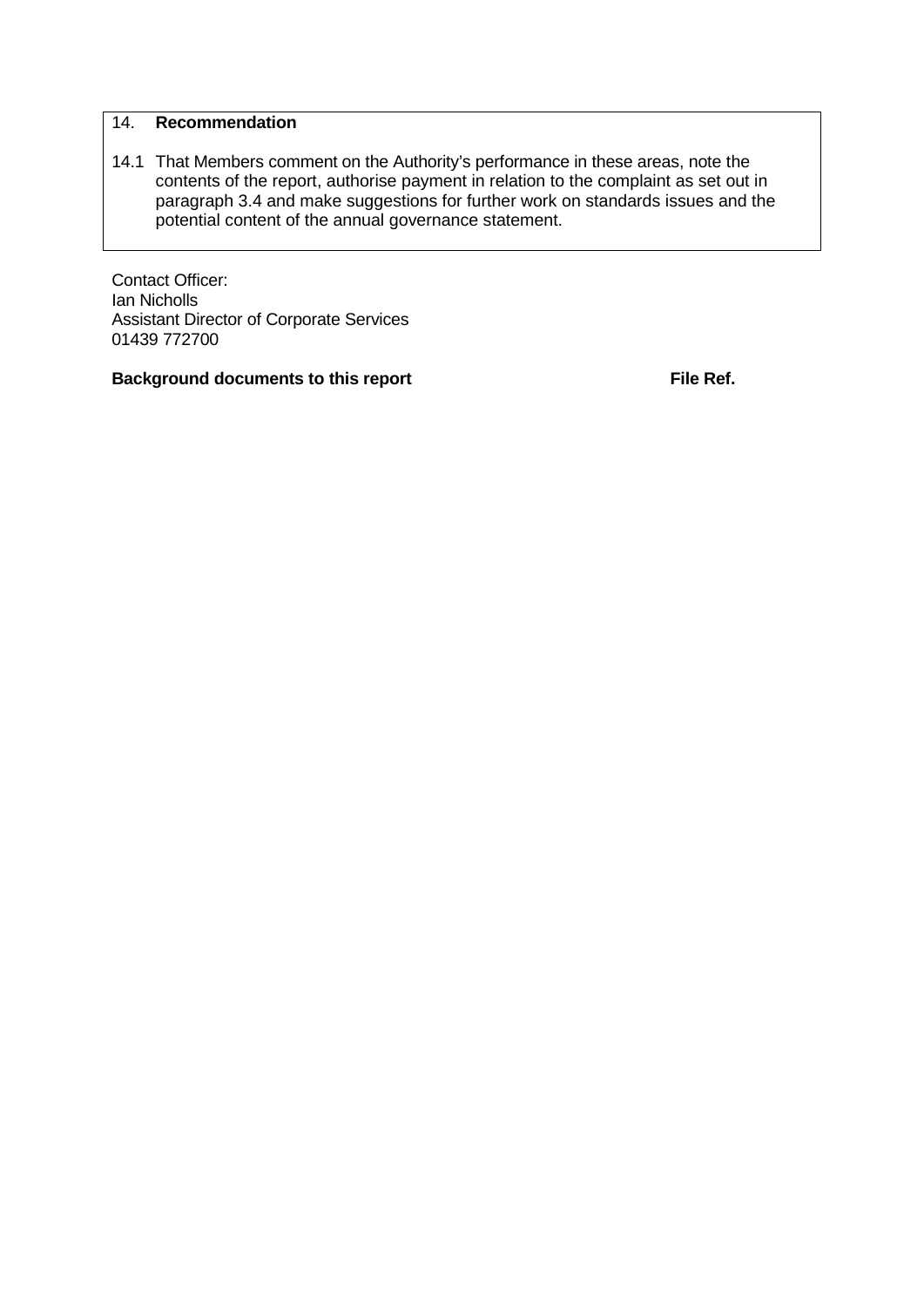## 14. **Recommendation**

14.1 That Members comment on the Authority's performance in these areas, note the contents of the report, authorise payment in relation to the complaint as set out in paragraph 3.4 and make suggestions for further work on standards issues and the potential content of the annual governance statement.

Contact Officer:
Ian Nicholls
Assistant Director of Corporate Services
01439 772700

**Background documents to this report** **File Ref.**